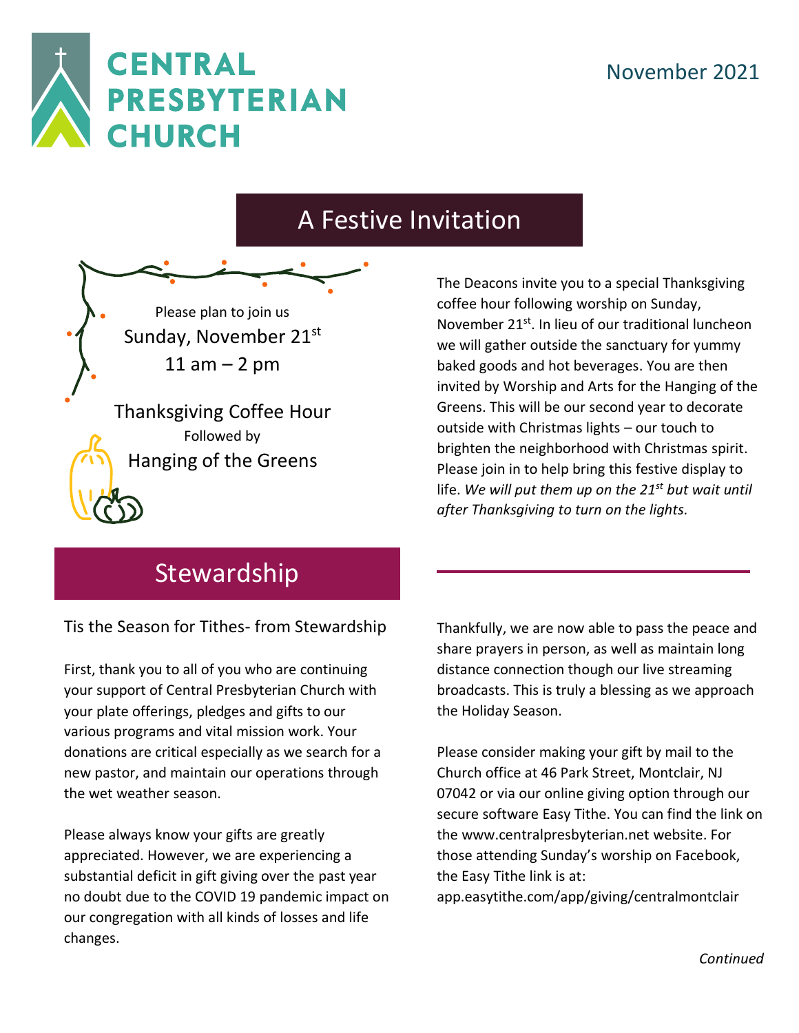# CENTRAL PRESBYTERIAN CHURCH

November 2021

## A Festive Invitation

Please plan to join us

Sunday, November 21st

11 am – 2 pm

Thanksgiving Coffee Hour

Followed by

Hanging of the Greens

The Deacons invite you to a special Thanksgiving coffee hour following worship on Sunday, November 21st. In lieu of our traditional luncheon we will gather outside the sanctuary for yummy baked goods and hot beverages. You are then invited by Worship and Arts for the Hanging of the Greens. This will be our second year to decorate outside with Christmas lights – our touch to brighten the neighborhood with Christmas spirit. Please join in to help bring this festive display to life. *We will put them up on the 21st but wait until after Thanksgiving to turn on the lights.*

## Stewardship

### Tis the Season for Tithes- from Stewardship

First, thank you to all of you who are continuing your support of Central Presbyterian Church with your plate offerings, pledges and gifts to our various programs and vital mission work. Your donations are critical especially as we search for a new pastor, and maintain our operations through the wet weather season.

Please always know your gifts are greatly appreciated. However, we are experiencing a substantial deficit in gift giving over the past year no doubt due to the COVID 19 pandemic impact on our congregation with all kinds of losses and life changes.

Thankfully, we are now able to pass the peace and share prayers in person, as well as maintain long distance connection though our live streaming broadcasts. This is truly a blessing as we approach the Holiday Season.

Please consider making your gift by mail to the Church office at 46 Park Street, Montclair, NJ 07042 or via our online giving option through our secure software Easy Tithe. You can find the link on the www.centralpresbyterian.net website. For those attending Sunday's worship on Facebook, the Easy Tithe link is at: app.easytithe.com/app/giving/centralmontclair

*Continued*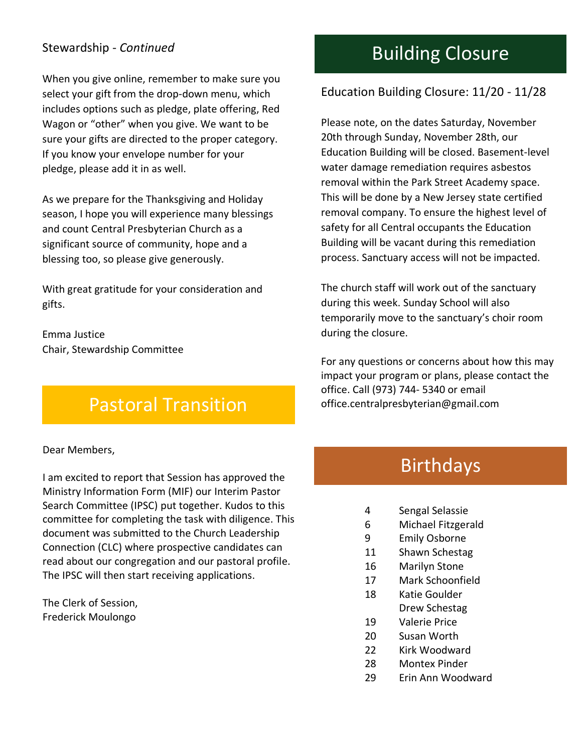Stewardship - *Continued*

When you give online, remember to make sure you select your gift from the drop-down menu, which includes options such as pledge, plate offering, Red Wagon or "other" when you give. We want to be sure your gifts are directed to the proper category. If you know your envelope number for your pledge, please add it in as well.

As we prepare for the Thanksgiving and Holiday season, I hope you will experience many blessings and count Central Presbyterian Church as a significant source of community, hope and a blessing too, so please give generously.

With great gratitude for your consideration and gifts.

Emma Justice
Chair, Stewardship Committee

# Pastoral Transition

Dear Members,

I am excited to report that Session has approved the Ministry Information Form (MIF) our Interim Pastor Search Committee (IPSC) put together. Kudos to this committee for completing the task with diligence. This document was submitted to the Church Leadership Connection (CLC) where prospective candidates can read about our congregation and our pastoral profile. The IPSC will then start receiving applications.

The Clerk of Session,
Frederick Moulongo

# Building Closure

Education Building Closure: 11/20 - 11/28

Please note, on the dates Saturday, November 20th through Sunday, November 28th, our Education Building will be closed. Basement-level water damage remediation requires asbestos removal within the Park Street Academy space. This will be done by a New Jersey state certified removal company. To ensure the highest level of safety for all Central occupants the Education Building will be vacant during this remediation process. Sanctuary access will not be impacted.

The church staff will work out of the sanctuary during this week. Sunday School will also temporarily move to the sanctuary's choir room during the closure.

For any questions or concerns about how this may impact your program or plans, please contact the office. Call (973) 744- 5340 or email office.centralpresbyterian@gmail.com

# Birthdays

| | |
|---|---|
| 4 | Sengal Selassie |
| 6 | Michael Fitzgerald |
| 9 | Emily Osborne |
| 11 | Shawn Schestag |
| 16 | Marilyn Stone |
| 17 | Mark Schoonfield |
| 18 | Katie Goulder |
| | Drew Schestag |
| 19 | Valerie Price |
| 20 | Susan Worth |
| 22 | Kirk Woodward |
| 28 | Montex Pinder |
| 29 | Erin Ann Woodward |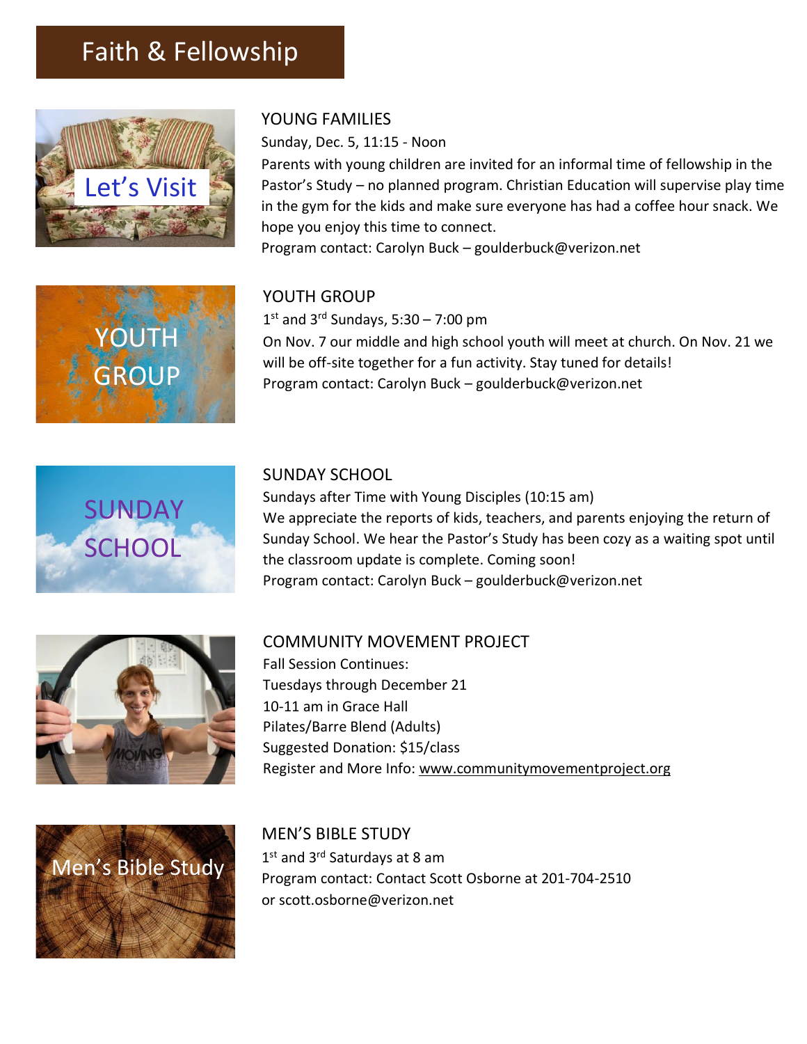# Faith & Fellowship

## YOUNG FAMILIES

Sunday, Dec. 5, 11:15 - Noon

Parents with young children are invited for an informal time of fellowship in the Pastor's Study – no planned program. Christian Education will supervise play time in the gym for the kids and make sure everyone has had a coffee hour snack. We hope you enjoy this time to connect.

Program contact: Carolyn Buck – goulderbuck@verizon.net

## YOUTH GROUP

1st and 3rd Sundays, 5:30 – 7:00 pm

On Nov. 7 our middle and high school youth will meet at church. On Nov. 21 we will be off-site together for a fun activity. Stay tuned for details!

Program contact: Carolyn Buck – goulderbuck@verizon.net

## SUNDAY SCHOOL

Sundays after Time with Young Disciples (10:15 am)

We appreciate the reports of kids, teachers, and parents enjoying the return of Sunday School. We hear the Pastor's Study has been cozy as a waiting spot until the classroom update is complete. Coming soon!

Program contact: Carolyn Buck – goulderbuck@verizon.net

## COMMUNITY MOVEMENT PROJECT

Fall Session Continues:
Tuesdays through December 21
10-11 am in Grace Hall
Pilates/Barre Blend (Adults)
Suggested Donation: $15/class
Register and More Info: www.communitymovementproject.org

## MEN'S BIBLE STUDY

1st and 3rd Saturdays at 8 am

Program contact: Contact Scott Osborne at 201-704-2510 or scott.osborne@verizon.net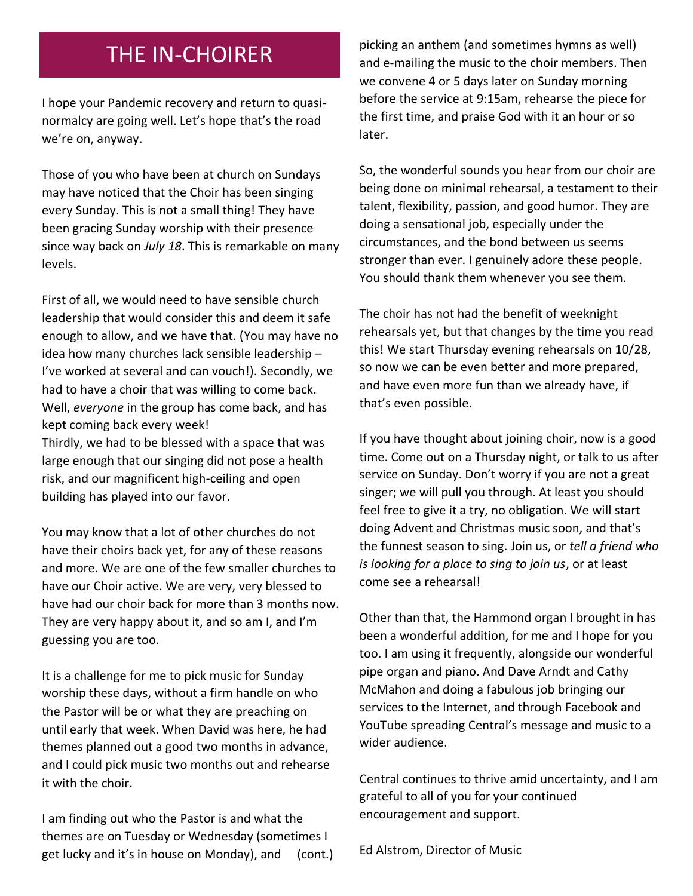# THE IN-CHOIRER

I hope your Pandemic recovery and return to quasi-normalcy are going well. Let's hope that's the road we're on, anyway.

Those of you who have been at church on Sundays may have noticed that the Choir has been singing every Sunday. This is not a small thing! They have been gracing Sunday worship with their presence since way back on *July 18*. This is remarkable on many levels.

First of all, we would need to have sensible church leadership that would consider this and deem it safe enough to allow, and we have that. (You may have no idea how many churches lack sensible leadership – I've worked at several and can vouch!). Secondly, we had to have a choir that was willing to come back. Well, *everyone* in the group has come back, and has kept coming back every week!
Thirdly, we had to be blessed with a space that was large enough that our singing did not pose a health risk, and our magnificent high-ceiling and open building has played into our favor.

You may know that a lot of other churches do not have their choirs back yet, for any of these reasons and more. We are one of the few smaller churches to have our Choir active. We are very, very blessed to have had our choir back for more than 3 months now. They are very happy about it, and so am I, and I'm guessing you are too.

It is a challenge for me to pick music for Sunday worship these days, without a firm handle on who the Pastor will be or what they are preaching on until early that week. When David was here, he had themes planned out a good two months in advance, and I could pick music two months out and rehearse it with the choir.

I am finding out who the Pastor is and what the themes are on Tuesday or Wednesday (sometimes I get lucky and it's in house on Monday), and (cont.) picking an anthem (and sometimes hymns as well) and e-mailing the music to the choir members. Then we convene 4 or 5 days later on Sunday morning before the service at 9:15am, rehearse the piece for the first time, and praise God with it an hour or so later.

So, the wonderful sounds you hear from our choir are being done on minimal rehearsal, a testament to their talent, flexibility, passion, and good humor. They are doing a sensational job, especially under the circumstances, and the bond between us seems stronger than ever. I genuinely adore these people. You should thank them whenever you see them.

The choir has not had the benefit of weeknight rehearsals yet, but that changes by the time you read this! We start Thursday evening rehearsals on 10/28, so now we can be even better and more prepared, and have even more fun than we already have, if that's even possible.

If you have thought about joining choir, now is a good time. Come out on a Thursday night, or talk to us after service on Sunday. Don't worry if you are not a great singer; we will pull you through. At least you should feel free to give it a try, no obligation. We will start doing Advent and Christmas music soon, and that's the funnest season to sing. Join us, or *tell a friend who is looking for a place to sing to join us*, or at least come see a rehearsal!

Other than that, the Hammond organ I brought in has been a wonderful addition, for me and I hope for you too. I am using it frequently, alongside our wonderful pipe organ and piano. And Dave Arndt and Cathy McMahon and doing a fabulous job bringing our services to the Internet, and through Facebook and YouTube spreading Central's message and music to a wider audience.

Central continues to thrive amid uncertainty, and I am grateful to all of you for your continued encouragement and support.

Ed Alstrom, Director of Music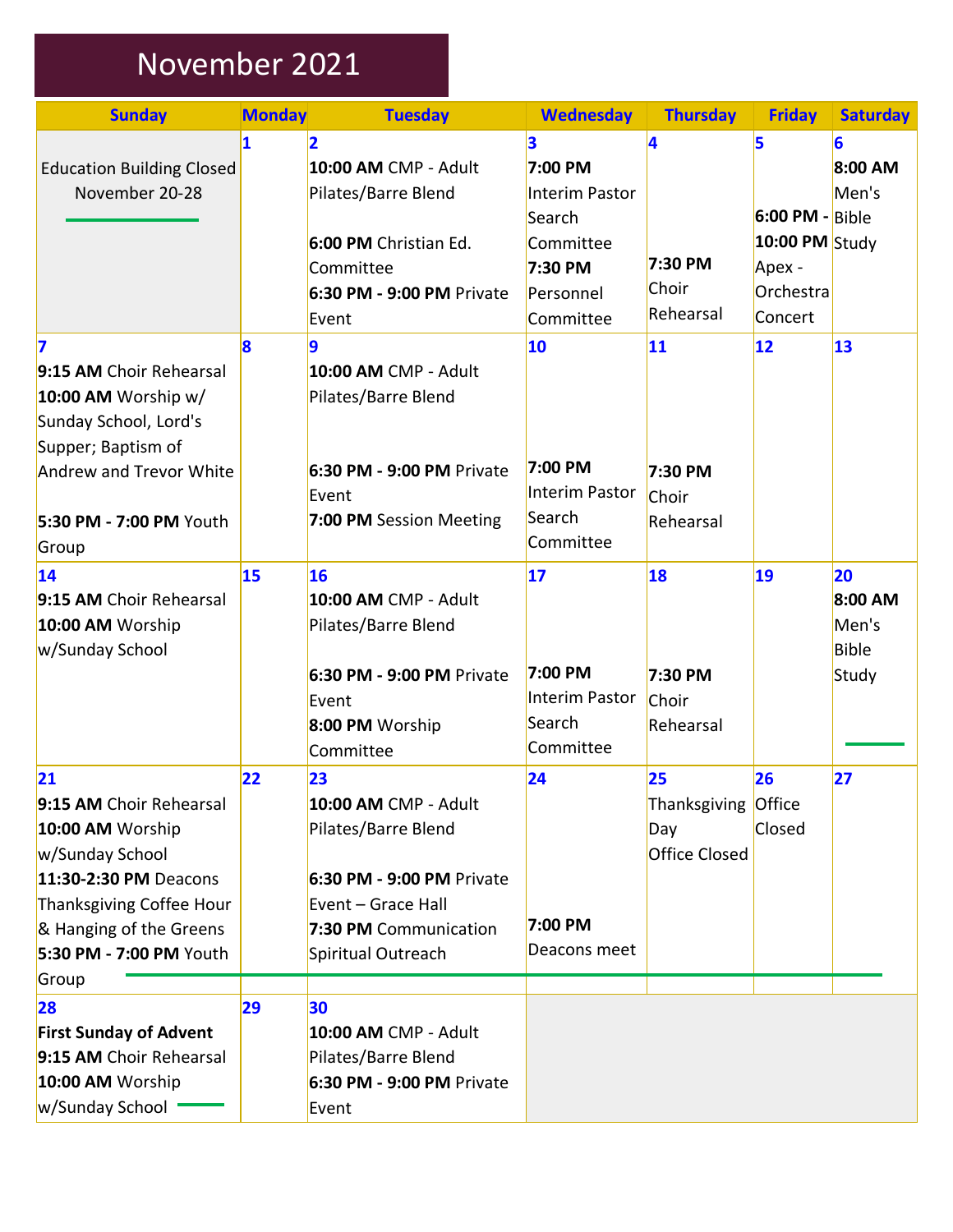# November 2021

| Sunday | Monday | Tuesday | Wednesday | Thursday | Friday | Saturday |
|---|---|---|---|---|---|---|
| Education Building Closed November 20-28 | **1** | **2**<br>**10:00 AM** CMP - Adult Pilates/Barre Blend<br><br>**6:00 PM** Christian Ed. Committee<br>**6:30 PM - 9:00 PM** Private Event | **3**<br>**7:00 PM** Interim Pastor Search Committee<br>**7:30 PM** Personnel Committee | **4**<br><br>**7:30 PM** Choir Rehearsal | **5**<br><br>**6:00 PM - 10:00 PM** Apex - Orchestra Concert | **6**<br>**8:00 AM** Men's Bible Study |
| **7**<br>**9:15 AM** Choir Rehearsal<br>**10:00 AM** Worship w/ Sunday School, Lord's Supper; Baptism of Andrew and Trevor White<br><br>**5:30 PM - 7:00 PM** Youth Group | **8** | **9**<br>**10:00 AM** CMP - Adult Pilates/Barre Blend<br><br>**6:30 PM - 9:00 PM** Private Event<br>**7:00 PM** Session Meeting | **10**<br><br>**7:00 PM** Interim Pastor Search Committee | **11**<br><br>**7:30 PM** Choir Rehearsal | **12** | **13** |
| **14**<br>**9:15 AM** Choir Rehearsal<br>**10:00 AM** Worship w/Sunday School | **15** | **16**<br>**10:00 AM** CMP - Adult Pilates/Barre Blend<br><br>**6:30 PM - 9:00 PM** Private Event<br>**8:00 PM** Worship Committee | **17**<br><br>**7:00 PM** Interim Pastor Search Committee | **18**<br><br>**7:30 PM** Choir Rehearsal | **19** | **20**<br>**8:00 AM** Men's Bible Study |
| **21**<br>**9:15 AM** Choir Rehearsal<br>**10:00 AM** Worship w/Sunday School<br>**11:30-2:30 PM** Deacons Thanksgiving Coffee Hour & Hanging of the Greens<br>**5:30 PM - 7:00 PM** Youth Group | **22** | **23**<br>**10:00 AM** CMP - Adult Pilates/Barre Blend<br><br>**6:30 PM - 9:00 PM** Private Event – Grace Hall<br>**7:30 PM** Communication Spiritual Outreach | **24**<br><br>**7:00 PM** Deacons meet | **25**<br>Thanksgiving Day<br>Office Closed | **26**<br>Office Closed | **27** |
| **28**<br>**First Sunday of Advent**<br>**9:15 AM** Choir Rehearsal<br>**10:00 AM** Worship w/Sunday School | **29** | **30**<br>**10:00 AM** CMP - Adult Pilates/Barre Blend<br>**6:30 PM - 9:00 PM** Private Event | | | | |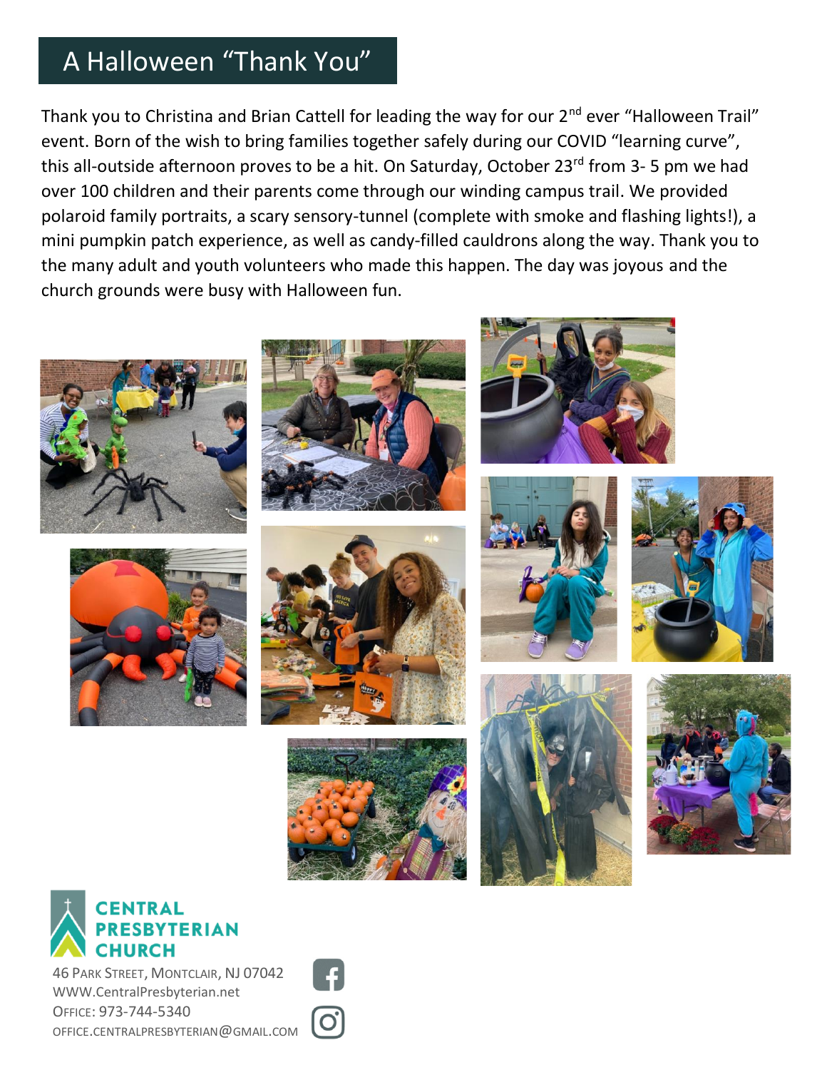# A Halloween "Thank You"

Thank you to Christina and Brian Cattell for leading the way for our 2nd ever "Halloween Trail" event. Born of the wish to bring families together safely during our COVID "learning curve", this all-outside afternoon proves to be a hit. On Saturday, October 23rd from 3- 5 pm we had over 100 children and their parents come through our winding campus trail. We provided polaroid family portraits, a scary sensory-tunnel (complete with smoke and flashing lights!), a mini pumpkin patch experience, as well as candy-filled cauldrons along the way. Thank you to the many adult and youth volunteers who made this happen. The day was joyous and the church grounds were busy with Halloween fun.

**CENTRAL PRESBYTERIAN CHURCH**

46 PARK STREET, MONTCLAIR, NJ 07042
WWW.CentralPresbyterian.net
OFFICE: 973-744-5340
OFFICE.CENTRALPRESBYTERIAN@GMAIL.COM